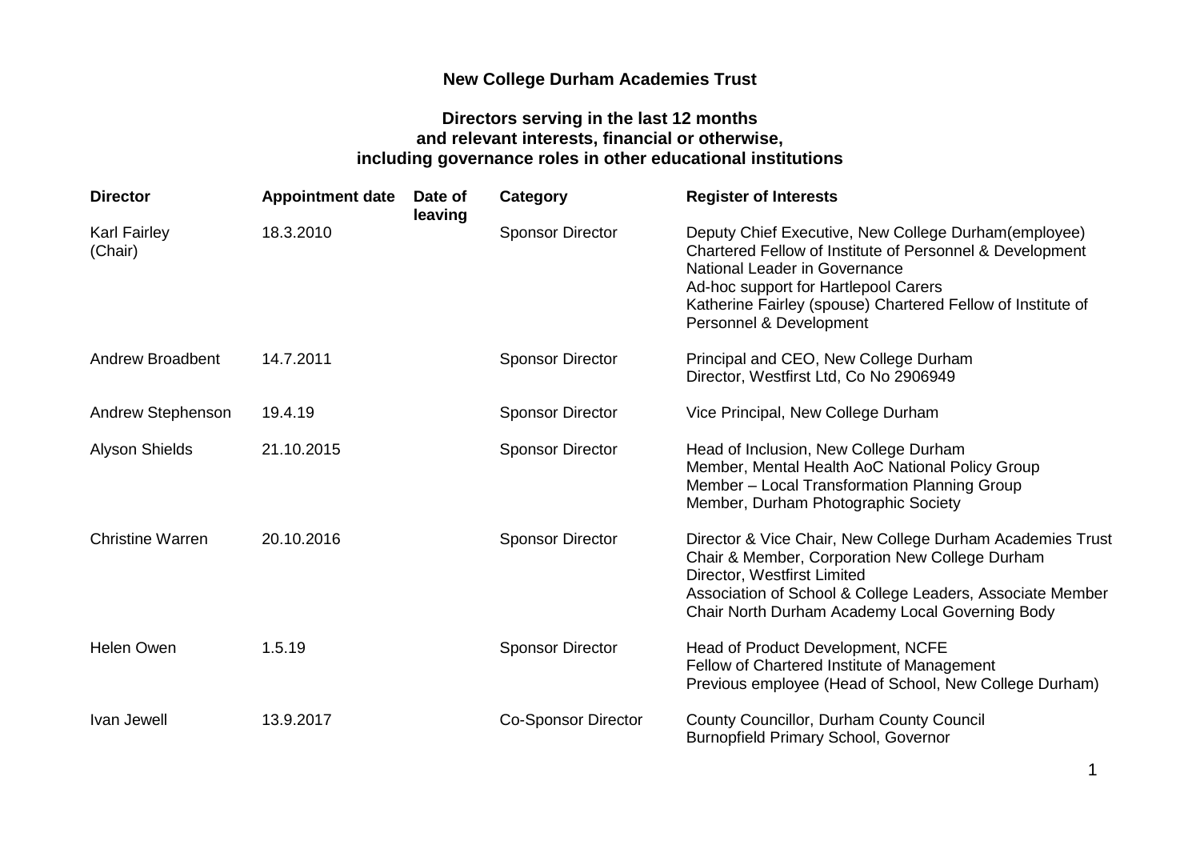# New College Durham Academies Trust

## Directors serving in the last 12 months and relevant interests, financial or otherwise, including governance roles in other educational institutions

| Director | Appointment date | Date of leaving | Category | Register of Interests |
|---|---|---|---|---|
| Karl Fairley (Chair) | 18.3.2010 | | Sponsor Director | Deputy Chief Executive, New College Durham(employee)<br>Chartered Fellow of Institute of Personnel & Development<br>National Leader in Governance<br>Ad-hoc support for Hartlepool Carers<br>Katherine Fairley (spouse) Chartered Fellow of Institute of Personnel & Development |
| Andrew Broadbent | 14.7.2011 | | Sponsor Director | Principal and CEO, New College Durham<br>Director, Westfirst Ltd, Co No 2906949 |
| Andrew Stephenson | 19.4.19 | | Sponsor Director | Vice Principal, New College Durham |
| Alyson Shields | 21.10.2015 | | Sponsor Director | Head of Inclusion, New College Durham<br>Member, Mental Health AoC National Policy Group<br>Member – Local Transformation Planning Group<br>Member, Durham Photographic Society |
| Christine Warren | 20.10.2016 | | Sponsor Director | Director & Vice Chair, New College Durham Academies Trust<br>Chair & Member, Corporation New College Durham<br>Director, Westfirst Limited<br>Association of School & College Leaders, Associate Member<br>Chair North Durham Academy Local Governing Body |
| Helen Owen | 1.5.19 | | Sponsor Director | Head of Product Development, NCFE<br>Fellow of Chartered Institute of Management<br>Previous employee (Head of School, New College Durham) |
| Ivan Jewell | 13.9.2017 | | Co-Sponsor Director | County Councillor, Durham County Council<br>Burnopfield Primary School, Governor |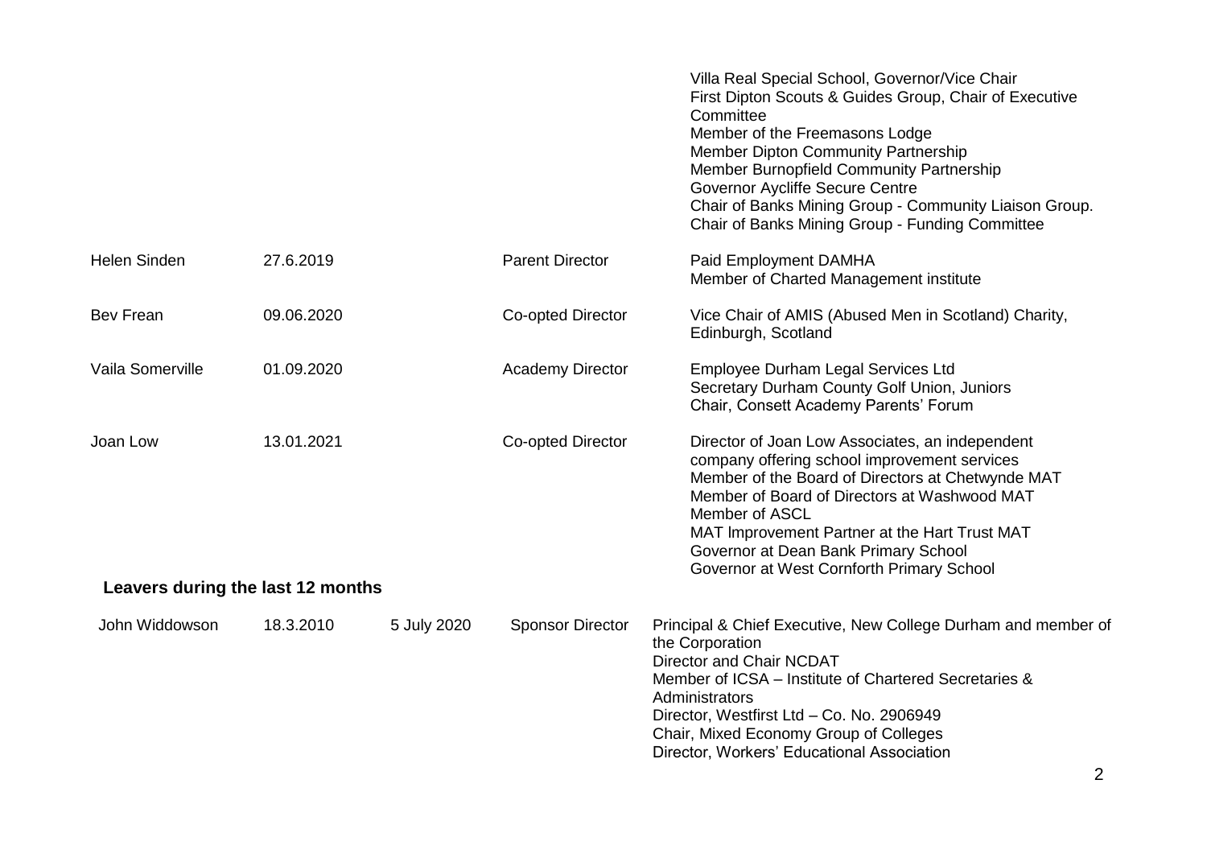| | | | | |
|---|---|---|---|---|
| | | | | Villa Real Special School, Governor/Vice Chair<br>First Dipton Scouts & Guides Group, Chair of Executive Committee<br>Member of the Freemasons Lodge<br>Member Dipton Community Partnership<br>Member Burnopfield Community Partnership<br>Governor Aycliffe Secure Centre<br>Chair of Banks Mining Group - Community Liaison Group.<br>Chair of Banks Mining Group - Funding Committee |
| Helen Sinden | 27.6.2019 | | Parent Director | Paid Employment DAMHA<br>Member of Charted Management institute |
| Bev Frean | 09.06.2020 | | Co-opted Director | Vice Chair of AMIS (Abused Men in Scotland) Charity, Edinburgh, Scotland |
| Vaila Somerville | 01.09.2020 | | Academy Director | Employee Durham Legal Services Ltd<br>Secretary Durham County Golf Union, Juniors<br>Chair, Consett Academy Parents' Forum |
| Joan Low | 13.01.2021 | | Co-opted Director | Director of Joan Low Associates, an independent company offering school improvement services<br>Member of the Board of Directors at Chetwynde MAT<br>Member of Board of Directors at Washwood MAT<br>Member of ASCL<br>MAT Improvement Partner at the Hart Trust MAT<br>Governor at Dean Bank Primary School<br>Governor at West Cornforth Primary School |

**Leavers during the last 12 months**

| | | | | |
|---|---|---|---|---|
| John Widdowson | 18.3.2010 | 5 July 2020 | Sponsor Director | Principal & Chief Executive, New College Durham and member of the Corporation<br>Director and Chair NCDAT<br>Member of ICSA – Institute of Chartered Secretaries & Administrators<br>Director, Westfirst Ltd – Co. No. 2906949<br>Chair, Mixed Economy Group of Colleges<br>Director, Workers' Educational Association |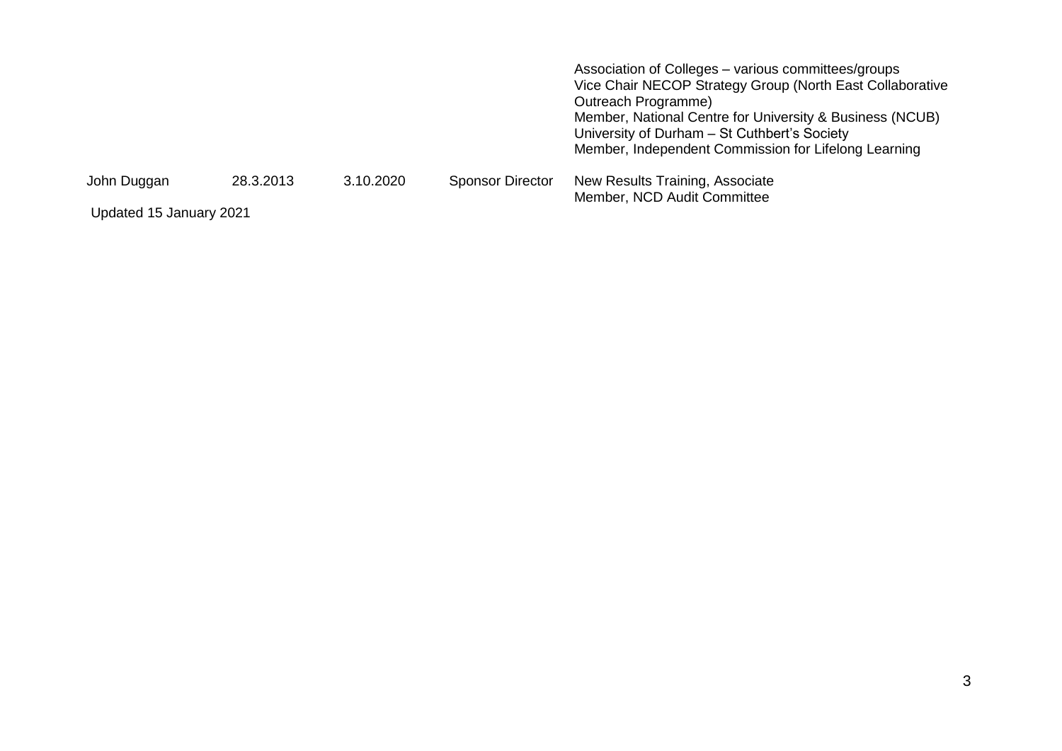| | | | | |
|---|---|---|---|---|
| | | | | Association of Colleges – various committees/groups<br>Vice Chair NECOP Strategy Group (North East Collaborative Outreach Programme)<br>Member, National Centre for University & Business (NCUB)<br>University of Durham – St Cuthbert's Society<br>Member, Independent Commission for Lifelong Learning |
| John Duggan | 28.3.2013 | 3.10.2020 | Sponsor Director | New Results Training, Associate<br>Member, NCD Audit Committee |

Updated 15 January 2021